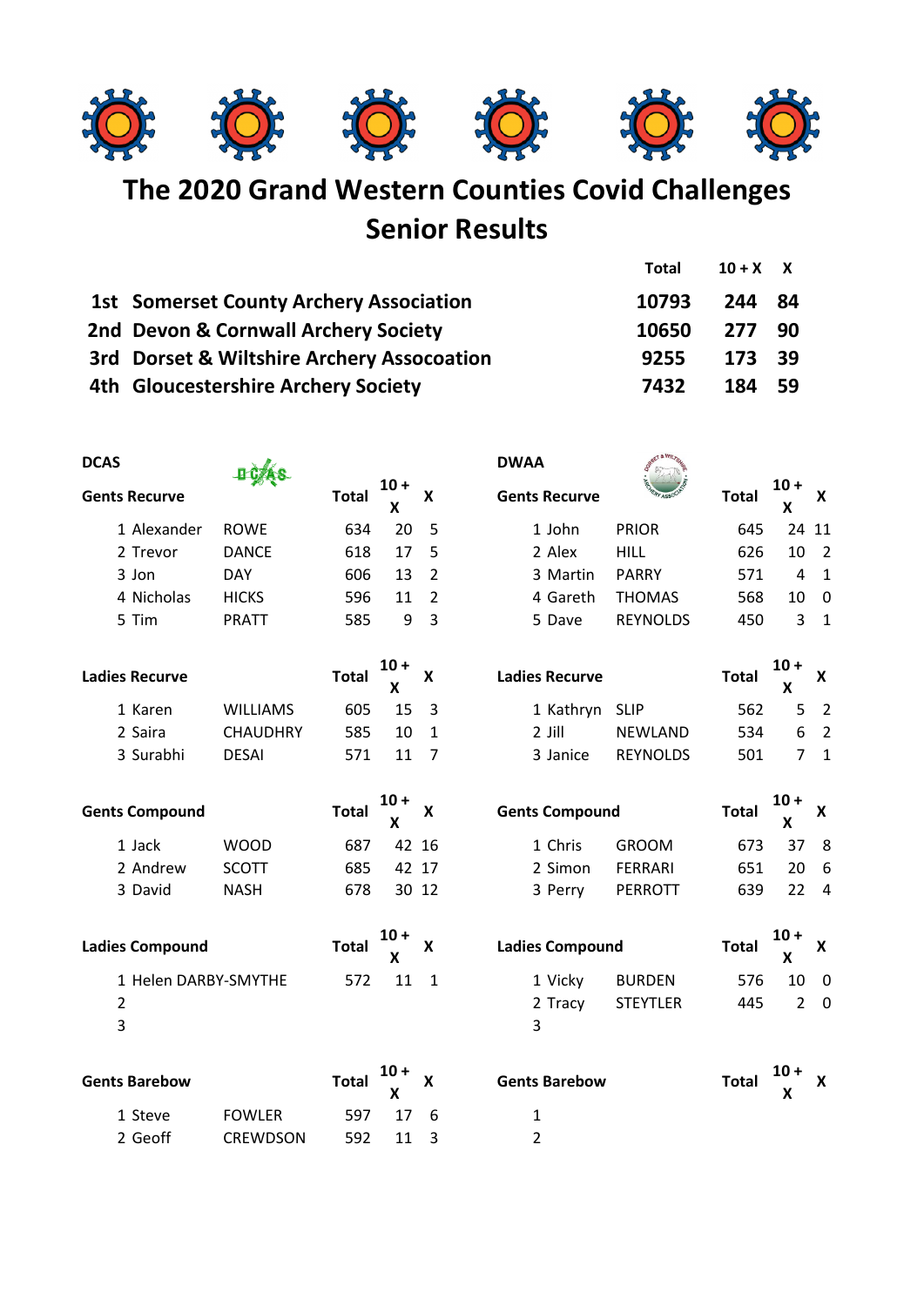# The 2020 Grand Western Counties Covid Challenges

## Senior Results

| | | Total | 10 + X | X |
|---|---|---|---|---|
| 1st | Somerset County Archery Association | 10793 | 244 | 84 |
| 2nd | Devon & Cornwall Archery Society | 10650 | 277 | 90 |
| 3rd | Dorset & Wiltshire Archery Assocoation | 9255 | 173 | 39 |
| 4th | Gloucestershire Archery Society | 7432 | 184 | 59 |

### DCAS

**Gents Recurve**

| | | | Total | 10 + X | X |
|---|---|---|---|---|---|
| 1 | Alexander | ROWE | 634 | 20 | 5 |
| 2 | Trevor | DANCE | 618 | 17 | 5 |
| 3 | Jon | DAY | 606 | 13 | 2 |
| 4 | Nicholas | HICKS | 596 | 11 | 2 |
| 5 | Tim | PRATT | 585 | 9 | 3 |

**Ladies Recurve**

| | | | Total | 10 + X | X |
|---|---|---|---|---|---|
| 1 | Karen | WILLIAMS | 605 | 15 | 3 |
| 2 | Saira | CHAUDHRY | 585 | 10 | 1 |
| 3 | Surabhi | DESAI | 571 | 11 | 7 |

**Gents Compound**

| | | | Total | 10 + X | X |
|---|---|---|---|---|---|
| 1 | Jack | WOOD | 687 | 42 | 16 |
| 2 | Andrew | SCOTT | 685 | 42 | 17 |
| 3 | David | NASH | 678 | 30 | 12 |

**Ladies Compound**

| | | | Total | 10 + X | X |
|---|---|---|---|---|---|
| 1 | Helen | DARBY-SMYTHE | 572 | 11 | 1 |
| 2 | | | | | |
| 3 | | | | | |

**Gents Barebow**

| | | | Total | 10 + X | X |
|---|---|---|---|---|---|
| 1 | Steve | FOWLER | 597 | 17 | 6 |
| 2 | Geoff | CREWDSON | 592 | 11 | 3 |

### DWAA

**Gents Recurve**

| | | | Total | 10 + X | X |
|---|---|---|---|---|---|
| 1 | John | PRIOR | 645 | 24 | 11 |
| 2 | Alex | HILL | 626 | 10 | 2 |
| 3 | Martin | PARRY | 571 | 4 | 1 |
| 4 | Gareth | THOMAS | 568 | 10 | 0 |
| 5 | Dave | REYNOLDS | 450 | 3 | 1 |

**Ladies Recurve**

| | | | Total | 10 + X | X |
|---|---|---|---|---|---|
| 1 | Kathryn | SLIP | 562 | 5 | 2 |
| 2 | Jill | NEWLAND | 534 | 6 | 2 |
| 3 | Janice | REYNOLDS | 501 | 7 | 1 |

**Gents Compound**

| | | | Total | 10 + X | X |
|---|---|---|---|---|---|
| 1 | Chris | GROOM | 673 | 37 | 8 |
| 2 | Simon | FERRARI | 651 | 20 | 6 |
| 3 | Perry | PERROTT | 639 | 22 | 4 |

**Ladies Compound**

| | | | Total | 10 + X | X |
|---|---|---|---|---|---|
| 1 | Vicky | BURDEN | 576 | 10 | 0 |
| 2 | Tracy | STEYTLER | 445 | 2 | 0 |
| 3 | | | | | |

**Gents Barebow**

| | | | Total | 10 + X | X |
|---|---|---|---|---|---|
| 1 | | | | | |
| 2 | | | | | |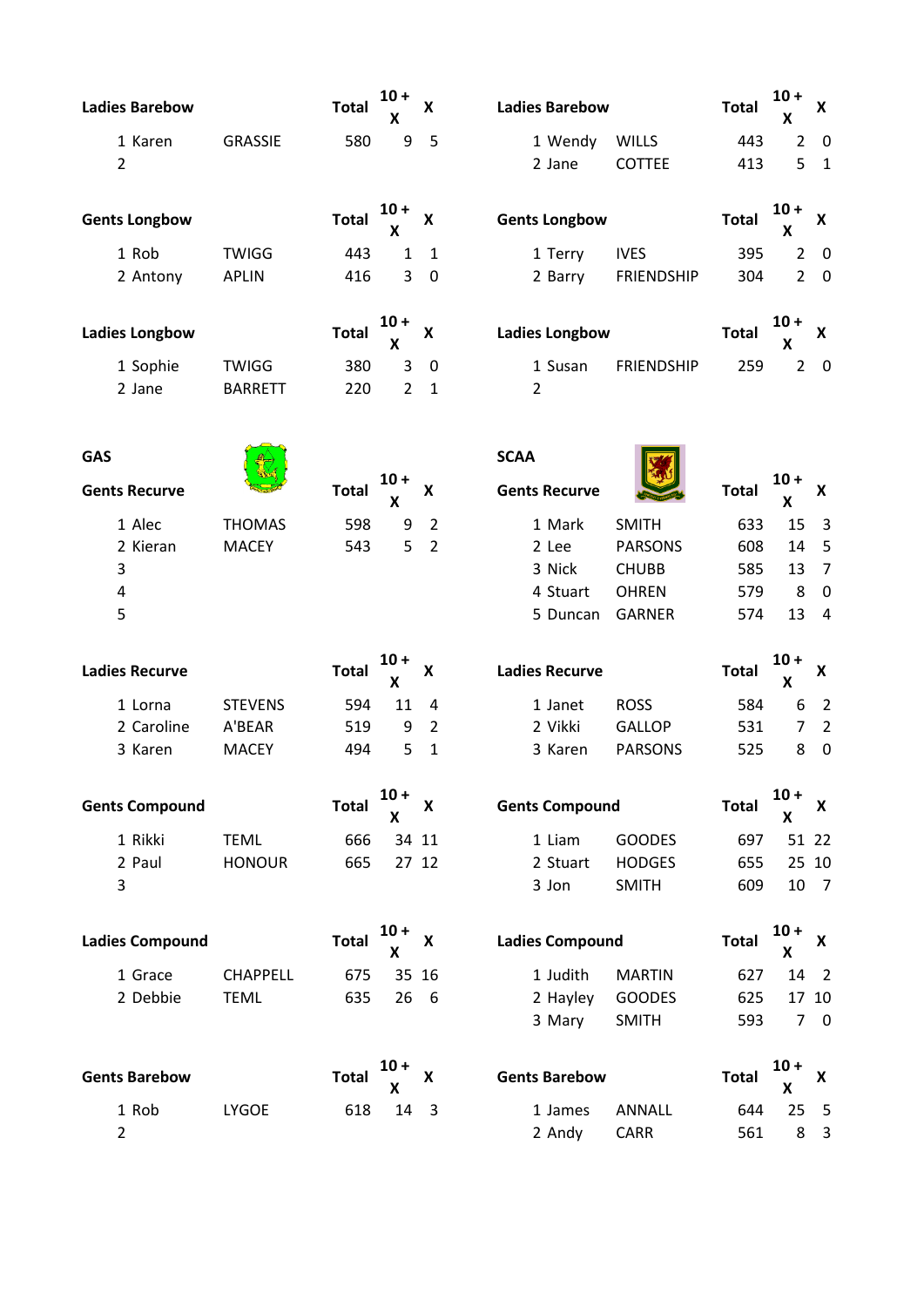| Ladies Barebow | | Total | 10 + X | X |
|---|---|---|---|---|
| 1 Karen | GRASSIE | 580 | 9 | 5 |
| 2 | | | | |

| Ladies Barebow | | Total | 10 + X | X |
|---|---|---|---|---|
| 1 Wendy | WILLS | 443 | 2 | 0 |
| 2 Jane | COTTEE | 413 | 5 | 1 |

| Gents Longbow | | Total | 10 + X | X |
|---|---|---|---|---|
| 1 Rob | TWIGG | 443 | 1 | 1 |
| 2 Antony | APLIN | 416 | 3 | 0 |

| Gents Longbow | | Total | 10 + X | X |
|---|---|---|---|---|
| 1 Terry | IVES | 395 | 2 | 0 |
| 2 Barry | FRIENDSHIP | 304 | 2 | 0 |

| Ladies Longbow | | Total | 10 + X | X |
|---|---|---|---|---|
| 1 Sophie | TWIGG | 380 | 3 | 0 |
| 2 Jane | BARRETT | 220 | 2 | 1 |

| Ladies Longbow | | Total | 10 + X | X |
|---|---|---|---|---|
| 1 Susan | FRIENDSHIP | 259 | 2 | 0 |
| 2 | | | | |

## GAS

| Gents Recurve | | Total | 10 + X | X |
|---|---|---|---|---|
| 1 Alec | THOMAS | 598 | 9 | 2 |
| 2 Kieran | MACEY | 543 | 5 | 2 |
| 3 | | | | |
| 4 | | | | |
| 5 | | | | |

| Ladies Recurve | | Total | 10 + X | X |
|---|---|---|---|---|
| 1 Lorna | STEVENS | 594 | 11 | 4 |
| 2 Caroline | A'BEAR | 519 | 9 | 2 |
| 3 Karen | MACEY | 494 | 5 | 1 |

| Gents Compound | | Total | 10 + X | X |
|---|---|---|---|---|
| 1 Rikki | TEML | 666 | 34 | 11 |
| 2 Paul | HONOUR | 665 | 27 | 12 |
| 3 | | | | |

| Ladies Compound | | Total | 10 + X | X |
|---|---|---|---|---|
| 1 Grace | CHAPPELL | 675 | 35 | 16 |
| 2 Debbie | TEML | 635 | 26 | 6 |

| Gents Barebow | | Total | 10 + X | X |
|---|---|---|---|---|
| 1 Rob | LYGOE | 618 | 14 | 3 |
| 2 | | | | |

## SCAA

| Gents Recurve | | Total | 10 + X | X |
|---|---|---|---|---|
| 1 Mark | SMITH | 633 | 15 | 3 |
| 2 Lee | PARSONS | 608 | 14 | 5 |
| 3 Nick | CHUBB | 585 | 13 | 7 |
| 4 Stuart | OHREN | 579 | 8 | 0 |
| 5 Duncan | GARNER | 574 | 13 | 4 |

| Ladies Recurve | | Total | 10 + X | X |
|---|---|---|---|---|
| 1 Janet | ROSS | 584 | 6 | 2 |
| 2 Vikki | GALLOP | 531 | 7 | 2 |
| 3 Karen | PARSONS | 525 | 8 | 0 |

| Gents Compound | | Total | 10 + X | X |
|---|---|---|---|---|
| 1 Liam | GOODES | 697 | 51 | 22 |
| 2 Stuart | HODGES | 655 | 25 | 10 |
| 3 Jon | SMITH | 609 | 10 | 7 |

| Ladies Compound | | Total | 10 + X | X |
|---|---|---|---|---|
| 1 Judith | MARTIN | 627 | 14 | 2 |
| 2 Hayley | GOODES | 625 | 17 | 10 |
| 3 Mary | SMITH | 593 | 7 | 0 |

| Gents Barebow | | Total | 10 + X | X |
|---|---|---|---|---|
| 1 James | ANNALL | 644 | 25 | 5 |
| 2 Andy | CARR | 561 | 8 | 3 |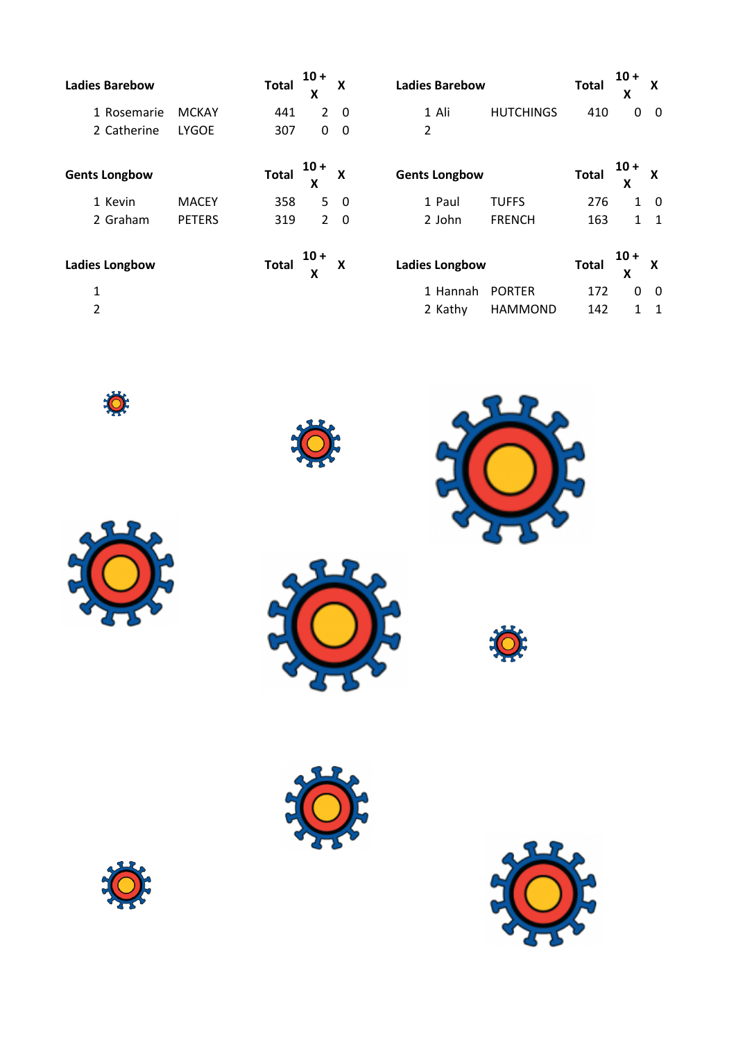| Ladies Barebow | | | Total | 10 + X | X |
|---|---|---|---|---|---|
| 1 | Rosemarie | MCKAY | 441 | 2 | 0 |
| 2 | Catherine | LYGOE | 307 | 0 | 0 |

| Ladies Barebow | | | Total | 10 + X | X |
|---|---|---|---|---|---|
| 1 | Ali | HUTCHINGS | 410 | 0 | 0 |
| 2 | | | | | |

| Gents Longbow | | | Total | 10 + X | X |
|---|---|---|---|---|---|
| 1 | Kevin | MACEY | 358 | 5 | 0 |
| 2 | Graham | PETERS | 319 | 2 | 0 |

| Gents Longbow | | | Total | 10 + X | X |
|---|---|---|---|---|---|
| 1 | Paul | TUFFS | 276 | 1 | 0 |
| 2 | John | FRENCH | 163 | 1 | 1 |

| Ladies Longbow | | | Total | 10 + X | X |
|---|---|---|---|---|---|
| 1 | | | | | |
| 2 | | | | | |

| Ladies Longbow | | | Total | 10 + X | X |
|---|---|---|---|---|---|
| 1 | Hannah | PORTER | 172 | 0 | 0 |
| 2 | Kathy | HAMMOND | 142 | 1 | 1 |